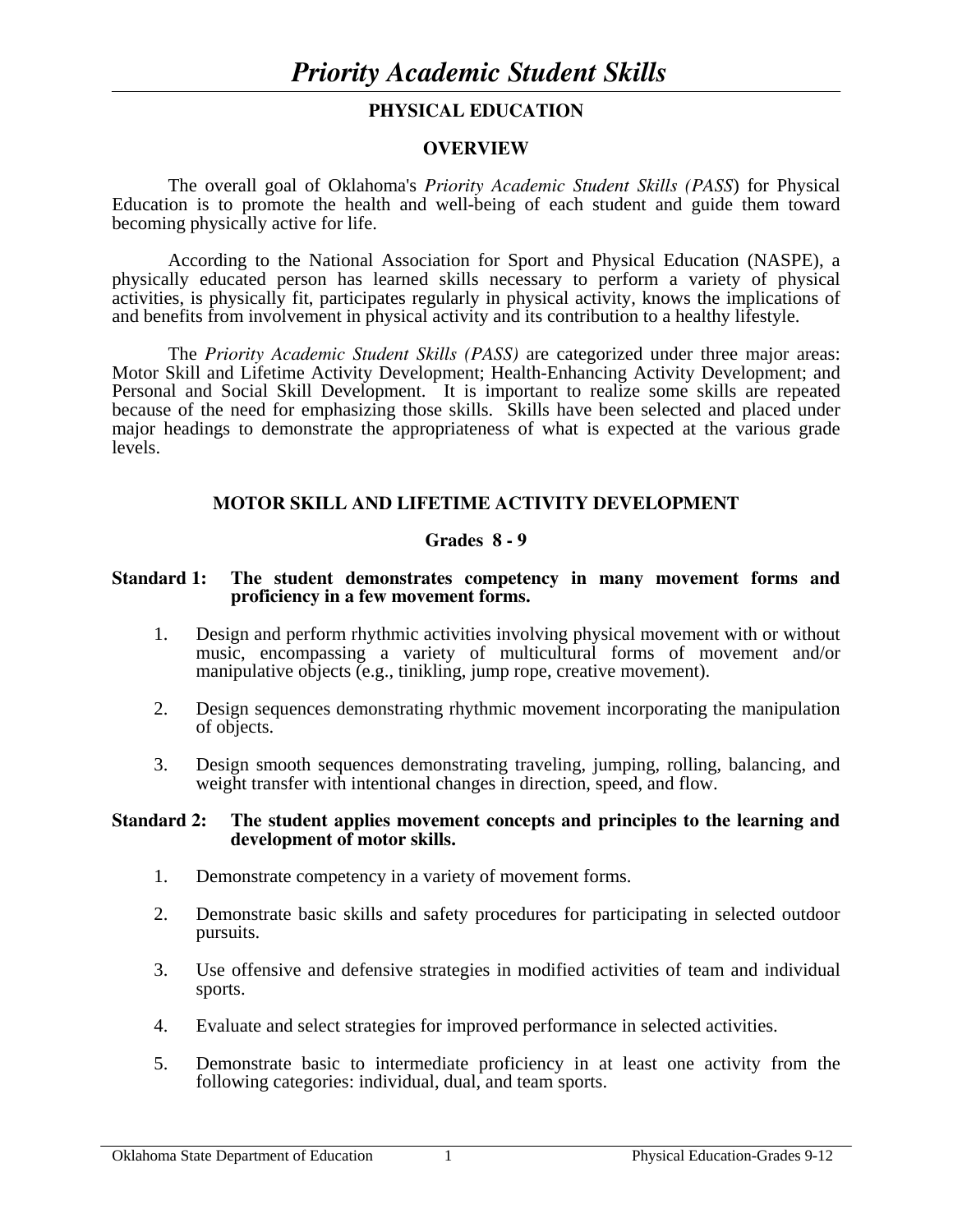# *Priority Academic Student Skills*

## PHYSICAL EDUCATION

### OVERVIEW

The overall goal of Oklahoma's *Priority Academic Student Skills (PASS*) for Physical Education is to promote the health and well-being of each student and guide them toward becoming physically active for life.

According to the National Association for Sport and Physical Education (NASPE), a physically educated person has learned skills necessary to perform a variety of physical activities, is physically fit, participates regularly in physical activity, knows the implications of and benefits from involvement in physical activity and its contribution to a healthy lifestyle.

The *Priority Academic Student Skills (PASS)* are categorized under three major areas: Motor Skill and Lifetime Activity Development; Health-Enhancing Activity Development; and Personal and Social Skill Development. It is important to realize some skills are repeated because of the need for emphasizing those skills. Skills have been selected and placed under major headings to demonstrate the appropriateness of what is expected at the various grade levels.

### MOTOR SKILL AND LIFETIME ACTIVITY DEVELOPMENT

### Grades 8 - 9

**Standard 1: The student demonstrates competency in many movement forms and proficiency in a few movement forms.**

1. Design and perform rhythmic activities involving physical movement with or without music, encompassing a variety of multicultural forms of movement and/or manipulative objects (e.g., tinikling, jump rope, creative movement).

2. Design sequences demonstrating rhythmic movement incorporating the manipulation of objects.

3. Design smooth sequences demonstrating traveling, jumping, rolling, balancing, and weight transfer with intentional changes in direction, speed, and flow.

**Standard 2: The student applies movement concepts and principles to the learning and development of motor skills.**

1. Demonstrate competency in a variety of movement forms.

2. Demonstrate basic skills and safety procedures for participating in selected outdoor pursuits.

3. Use offensive and defensive strategies in modified activities of team and individual sports.

4. Evaluate and select strategies for improved performance in selected activities.

5. Demonstrate basic to intermediate proficiency in at least one activity from the following categories: individual, dual, and team sports.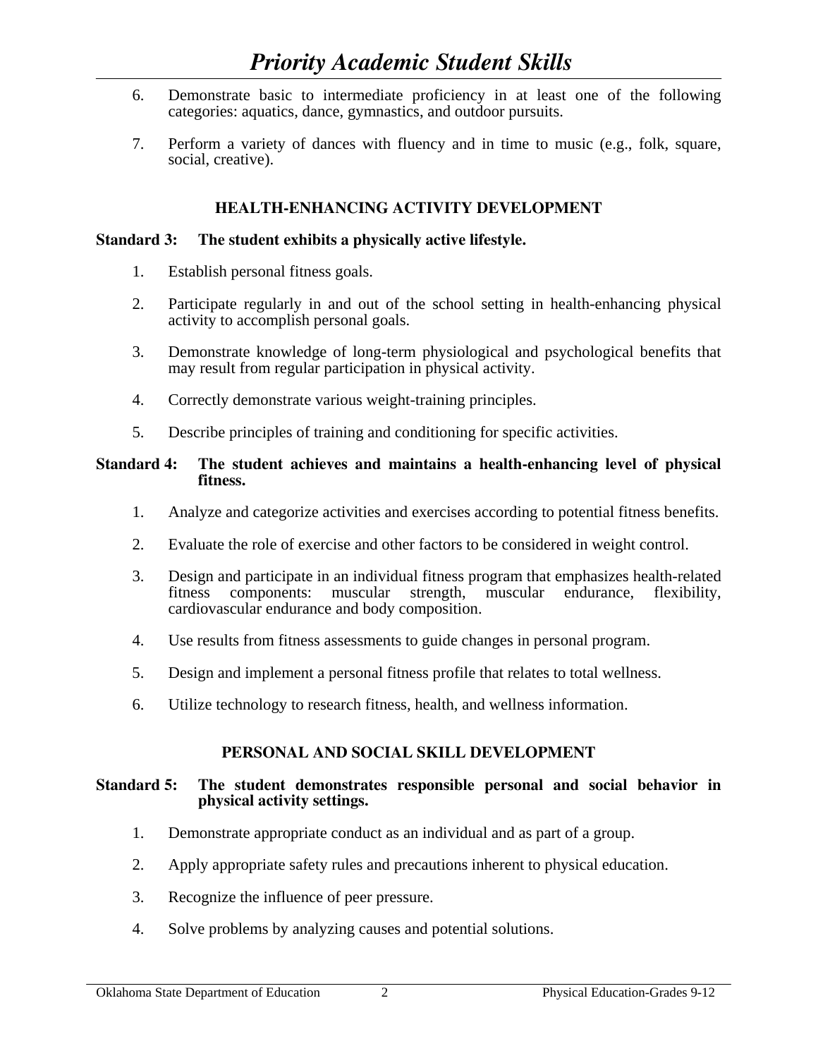6. Demonstrate basic to intermediate proficiency in at least one of the following categories: aquatics, dance, gymnastics, and outdoor pursuits.

7. Perform a variety of dances with fluency and in time to music (e.g., folk, square, social, creative).

## HEALTH-ENHANCING ACTIVITY DEVELOPMENT

**Standard 3: The student exhibits a physically active lifestyle.**

1. Establish personal fitness goals.

2. Participate regularly in and out of the school setting in health-enhancing physical activity to accomplish personal goals.

3. Demonstrate knowledge of long-term physiological and psychological benefits that may result from regular participation in physical activity.

4. Correctly demonstrate various weight-training principles.

5. Describe principles of training and conditioning for specific activities.

**Standard 4: The student achieves and maintains a health-enhancing level of physical fitness.**

1. Analyze and categorize activities and exercises according to potential fitness benefits.

2. Evaluate the role of exercise and other factors to be considered in weight control.

3. Design and participate in an individual fitness program that emphasizes health-related fitness components: muscular strength, muscular endurance, flexibility, cardiovascular endurance and body composition.

4. Use results from fitness assessments to guide changes in personal program.

5. Design and implement a personal fitness profile that relates to total wellness.

6. Utilize technology to research fitness, health, and wellness information.

## PERSONAL AND SOCIAL SKILL DEVELOPMENT

**Standard 5: The student demonstrates responsible personal and social behavior in physical activity settings.**

1. Demonstrate appropriate conduct as an individual and as part of a group.

2. Apply appropriate safety rules and precautions inherent to physical education.

3. Recognize the influence of peer pressure.

4. Solve problems by analyzing causes and potential solutions.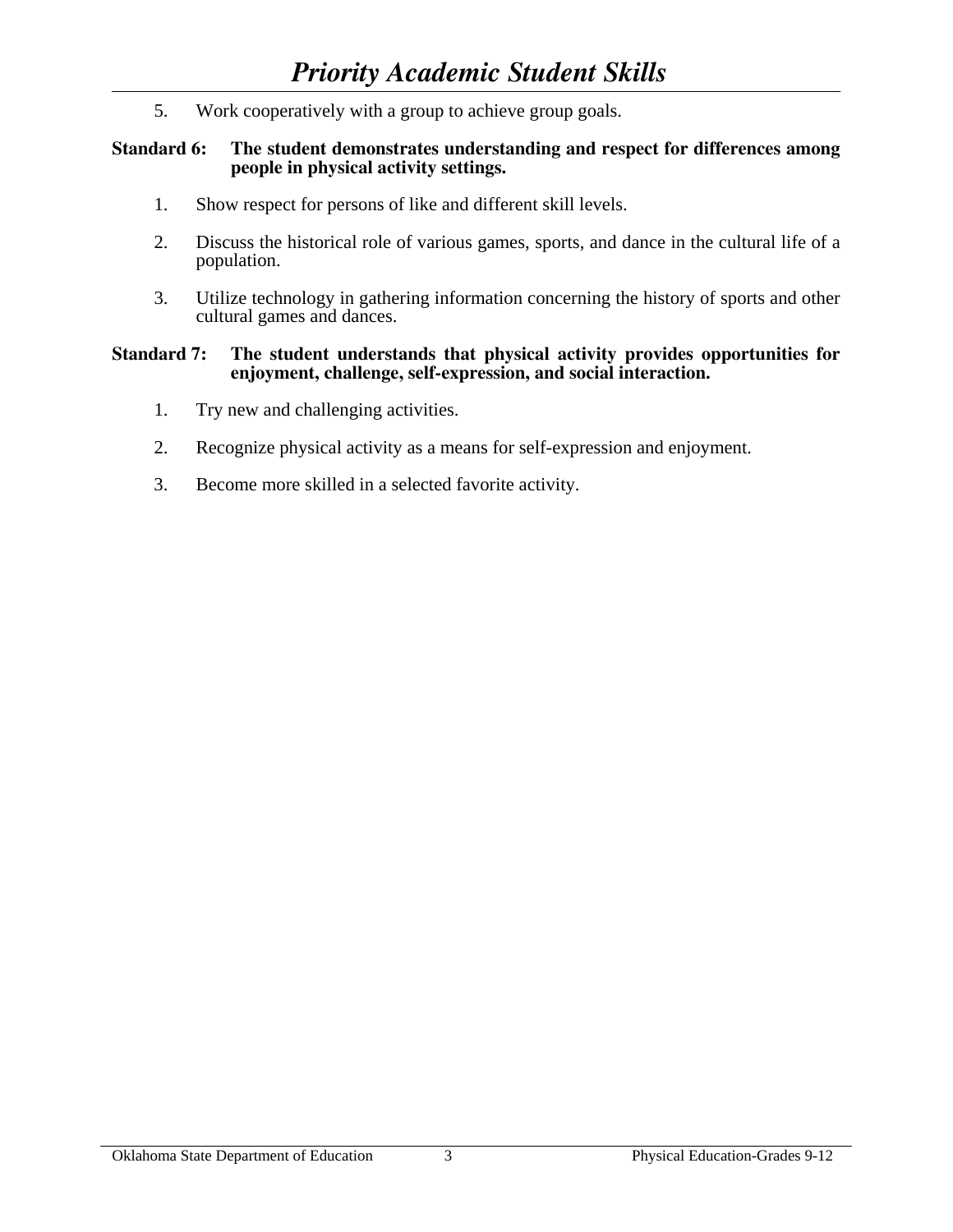5. Work cooperatively with a group to achieve group goals.

**Standard 6: The student demonstrates understanding and respect for differences among people in physical activity settings.**

1. Show respect for persons of like and different skill levels.
2. Discuss the historical role of various games, sports, and dance in the cultural life of a population.
3. Utilize technology in gathering information concerning the history of sports and other cultural games and dances.

**Standard 7: The student understands that physical activity provides opportunities for enjoyment, challenge, self-expression, and social interaction.**

1. Try new and challenging activities.
2. Recognize physical activity as a means for self-expression and enjoyment.
3. Become more skilled in a selected favorite activity.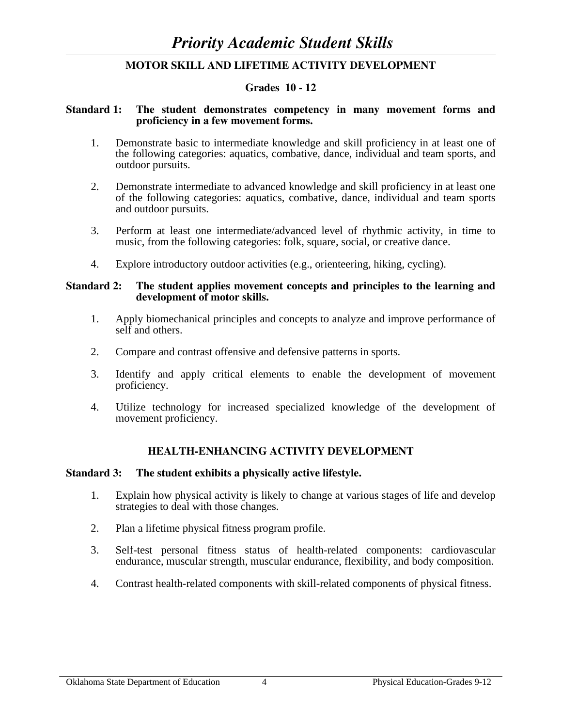# *Priority Academic Student Skills*

## MOTOR SKILL AND LIFETIME ACTIVITY DEVELOPMENT

### Grades 10 - 12

**Standard 1: The student demonstrates competency in many movement forms and proficiency in a few movement forms.**

1. Demonstrate basic to intermediate knowledge and skill proficiency in at least one of the following categories: aquatics, combative, dance, individual and team sports, and outdoor pursuits.

2. Demonstrate intermediate to advanced knowledge and skill proficiency in at least one of the following categories: aquatics, combative, dance, individual and team sports and outdoor pursuits.

3. Perform at least one intermediate/advanced level of rhythmic activity, in time to music, from the following categories: folk, square, social, or creative dance.

4. Explore introductory outdoor activities (e.g., orienteering, hiking, cycling).

**Standard 2: The student applies movement concepts and principles to the learning and development of motor skills.**

1. Apply biomechanical principles and concepts to analyze and improve performance of self and others.

2. Compare and contrast offensive and defensive patterns in sports.

3. Identify and apply critical elements to enable the development of movement proficiency.

4. Utilize technology for increased specialized knowledge of the development of movement proficiency.

## HEALTH-ENHANCING ACTIVITY DEVELOPMENT

**Standard 3: The student exhibits a physically active lifestyle.**

1. Explain how physical activity is likely to change at various stages of life and develop strategies to deal with those changes.

2. Plan a lifetime physical fitness program profile.

3. Self-test personal fitness status of health-related components: cardiovascular endurance, muscular strength, muscular endurance, flexibility, and body composition.

4. Contrast health-related components with skill-related components of physical fitness.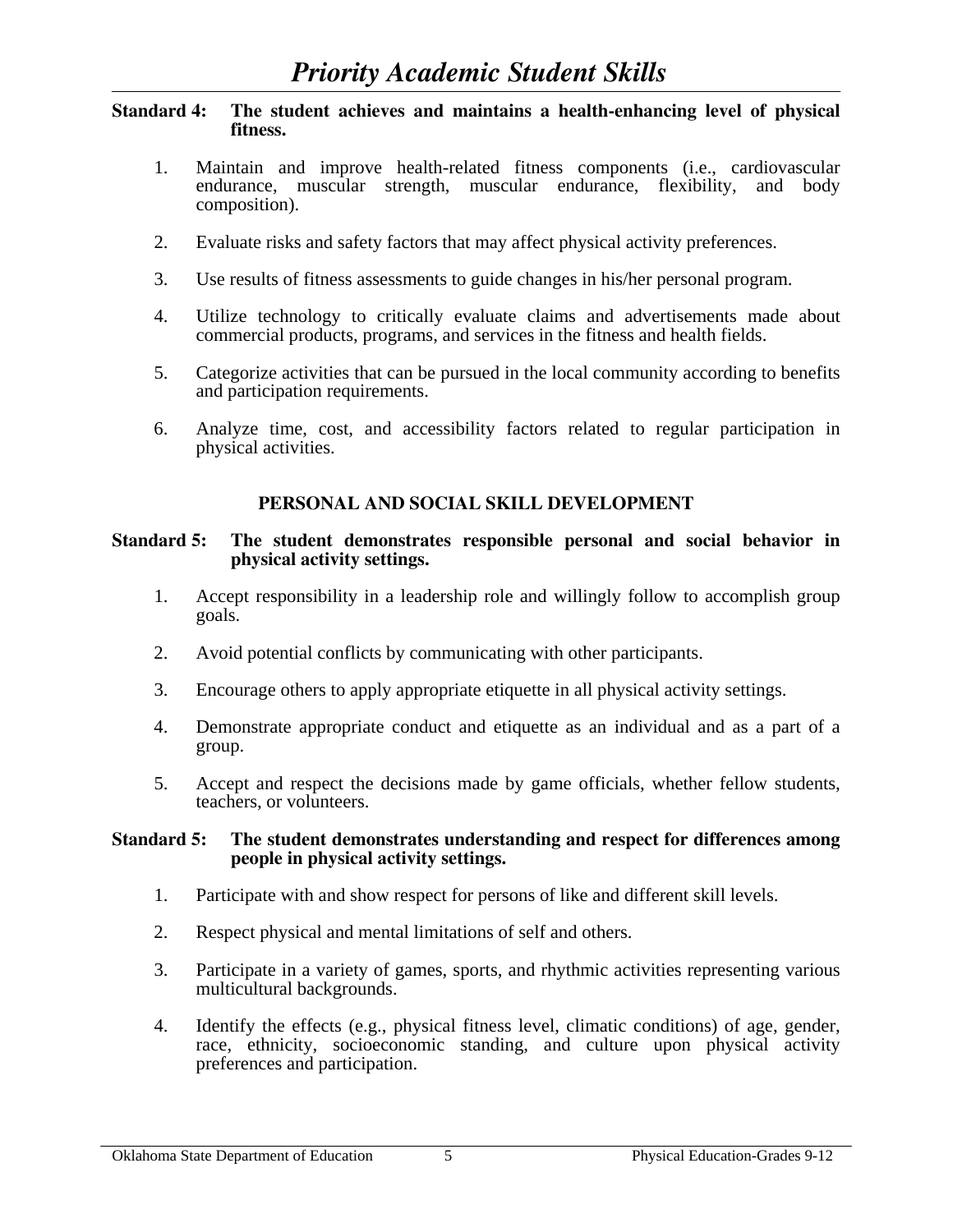# *Priority Academic Student Skills*

**Standard 4: The student achieves and maintains a health-enhancing level of physical fitness.**

1. Maintain and improve health-related fitness components (i.e., cardiovascular endurance, muscular strength, muscular endurance, flexibility, and body composition).

2. Evaluate risks and safety factors that may affect physical activity preferences.

3. Use results of fitness assessments to guide changes in his/her personal program.

4. Utilize technology to critically evaluate claims and advertisements made about commercial products, programs, and services in the fitness and health fields.

5. Categorize activities that can be pursued in the local community according to benefits and participation requirements.

6. Analyze time, cost, and accessibility factors related to regular participation in physical activities.

## PERSONAL AND SOCIAL SKILL DEVELOPMENT

**Standard 5: The student demonstrates responsible personal and social behavior in physical activity settings.**

1. Accept responsibility in a leadership role and willingly follow to accomplish group goals.

2. Avoid potential conflicts by communicating with other participants.

3. Encourage others to apply appropriate etiquette in all physical activity settings.

4. Demonstrate appropriate conduct and etiquette as an individual and as a part of a group.

5. Accept and respect the decisions made by game officials, whether fellow students, teachers, or volunteers.

**Standard 5: The student demonstrates understanding and respect for differences among people in physical activity settings.**

1. Participate with and show respect for persons of like and different skill levels.

2. Respect physical and mental limitations of self and others.

3. Participate in a variety of games, sports, and rhythmic activities representing various multicultural backgrounds.

4. Identify the effects (e.g., physical fitness level, climatic conditions) of age, gender, race, ethnicity, socioeconomic standing, and culture upon physical activity preferences and participation.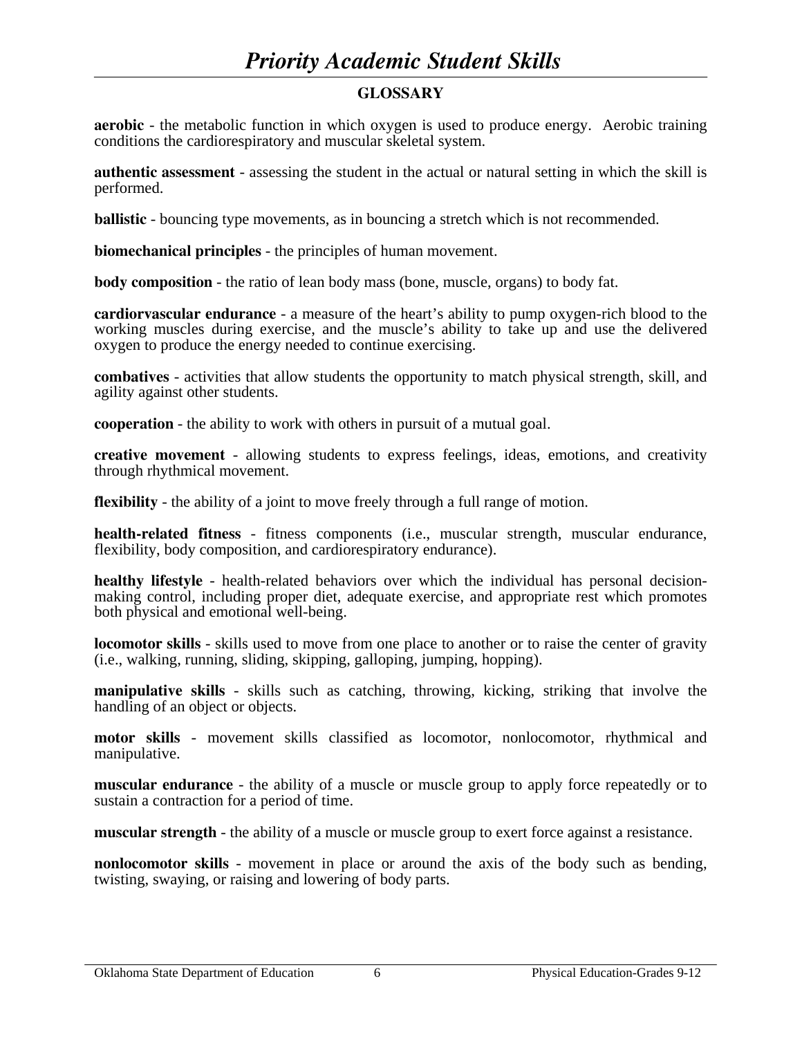# Priority Academic Student Skills

## GLOSSARY

**aerobic** - the metabolic function in which oxygen is used to produce energy. Aerobic training conditions the cardiorespiratory and muscular skeletal system.

**authentic assessment** - assessing the student in the actual or natural setting in which the skill is performed.

**ballistic** - bouncing type movements, as in bouncing a stretch which is not recommended.

**biomechanical principles** - the principles of human movement.

**body composition** - the ratio of lean body mass (bone, muscle, organs) to body fat.

**cardiorvascular endurance** - a measure of the heart's ability to pump oxygen-rich blood to the working muscles during exercise, and the muscle's ability to take up and use the delivered oxygen to produce the energy needed to continue exercising.

**combatives** - activities that allow students the opportunity to match physical strength, skill, and agility against other students.

**cooperation** - the ability to work with others in pursuit of a mutual goal.

**creative movement** - allowing students to express feelings, ideas, emotions, and creativity through rhythmical movement.

**flexibility** - the ability of a joint to move freely through a full range of motion.

**health-related fitness** - fitness components (i.e., muscular strength, muscular endurance, flexibility, body composition, and cardiorespiratory endurance).

**healthy lifestyle** - health-related behaviors over which the individual has personal decision-making control, including proper diet, adequate exercise, and appropriate rest which promotes both physical and emotional well-being.

**locomotor skills** - skills used to move from one place to another or to raise the center of gravity (i.e., walking, running, sliding, skipping, galloping, jumping, hopping).

**manipulative skills** - skills such as catching, throwing, kicking, striking that involve the handling of an object or objects.

**motor skills** - movement skills classified as locomotor, nonlocomotor, rhythmical and manipulative.

**muscular endurance** - the ability of a muscle or muscle group to apply force repeatedly or to sustain a contraction for a period of time.

**muscular strength** - the ability of a muscle or muscle group to exert force against a resistance.

**nonlocomotor skills** - movement in place or around the axis of the body such as bending, twisting, swaying, or raising and lowering of body parts.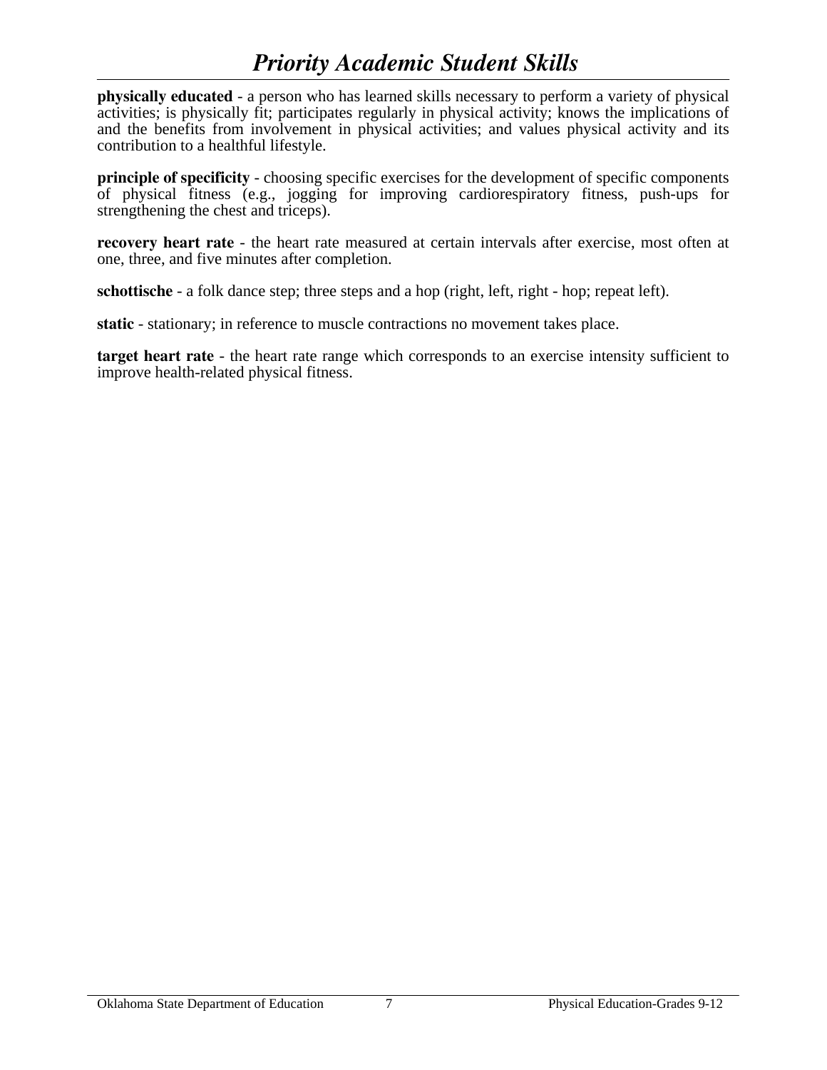**physically educated** - a person who has learned skills necessary to perform a variety of physical activities; is physically fit; participates regularly in physical activity; knows the implications of and the benefits from involvement in physical activities; and values physical activity and its contribution to a healthful lifestyle.

**principle of specificity** - choosing specific exercises for the development of specific components of physical fitness (e.g., jogging for improving cardiorespiratory fitness, push-ups for strengthening the chest and triceps).

**recovery heart rate** - the heart rate measured at certain intervals after exercise, most often at one, three, and five minutes after completion.

**schottische** - a folk dance step; three steps and a hop (right, left, right - hop; repeat left).

**static** - stationary; in reference to muscle contractions no movement takes place.

**target heart rate** - the heart rate range which corresponds to an exercise intensity sufficient to improve health-related physical fitness.